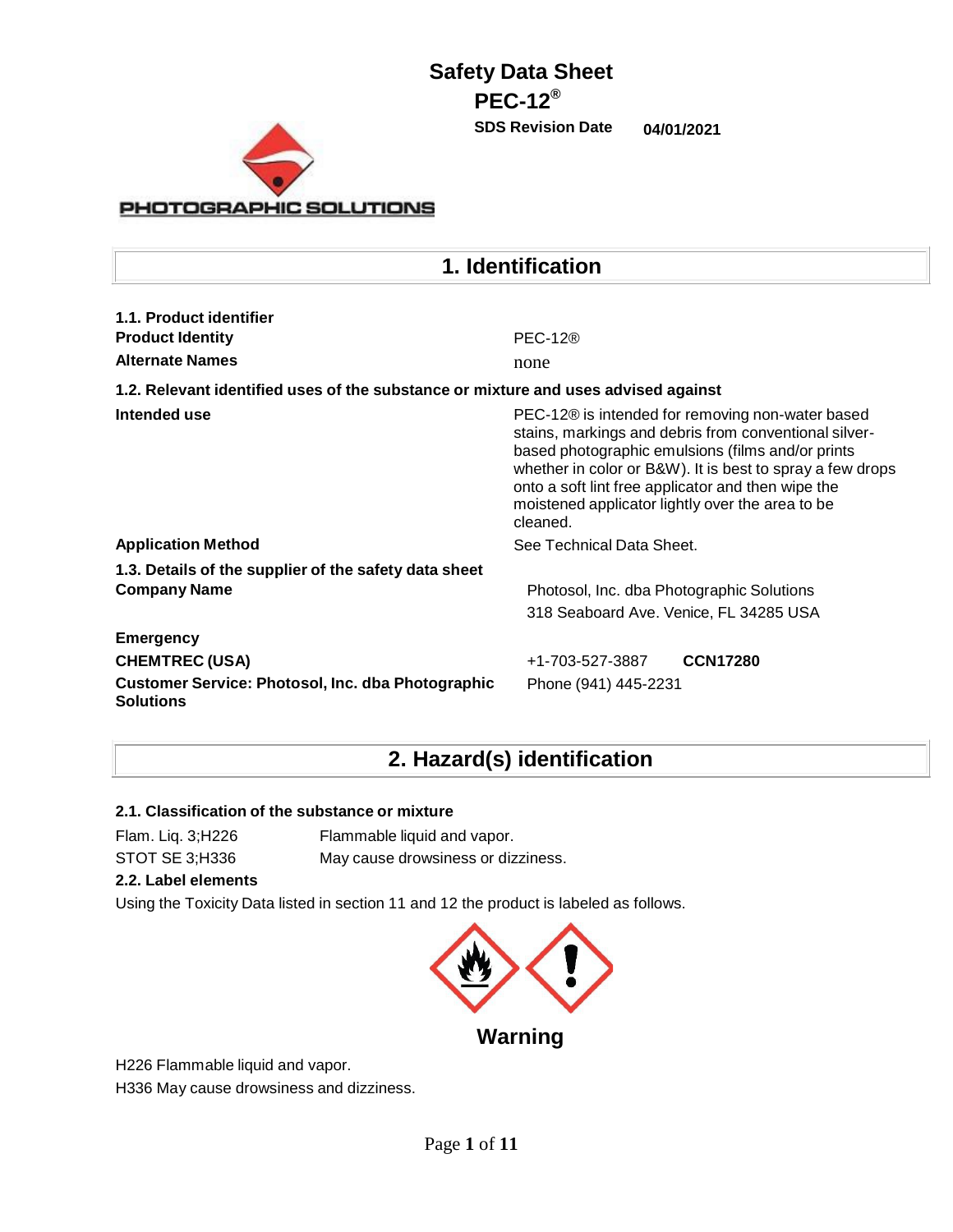# Safety Data Sheet

**PEC-12®**

**SDS Revision Date** **04/01/2021**

PHOTOGRAPHIC SOLUTIONS

## 1. Identification

**1.1. Product identifier**

| | |
|---|---|
| **Product Identity** | PEC-12® |
| **Alternate Names** | none |

**1.2. Relevant identified uses of the substance or mixture and uses advised against**

| | |
|---|---|
| **Intended use** | PEC-12® is intended for removing non-water based stains, markings and debris from conventional silver-based photographic emulsions (films and/or prints whether in color or B&W). It is best to spray a few drops onto a soft lint free applicator and then wipe the moistened applicator lightly over the area to be cleaned. |
| **Application Method** | See Technical Data Sheet. |

**1.3. Details of the supplier of the safety data sheet**

| | |
|---|---|
| **Company Name** | Photosol, Inc. dba Photographic Solutions<br>318 Seaboard Ave. Venice, FL 34285 USA |
| **Emergency** | |
| **CHEMTREC (USA)** | +1-703-527-3887 **CCN17280** |
| **Customer Service: Photosol, Inc. dba Photographic Solutions** | Phone (941) 445-2231 |

## 2. Hazard(s) identification

**2.1. Classification of the substance or mixture**

| | |
|---|---|
| Flam. Liq. 3;H226 | Flammable liquid and vapor. |
| STOT SE 3;H336 | May cause drowsiness or dizziness. |

**2.2. Label elements**

Using the Toxicity Data listed in section 11 and 12 the product is labeled as follows.

**Warning**

H226 Flammable liquid and vapor.

H336 May cause drowsiness and dizziness.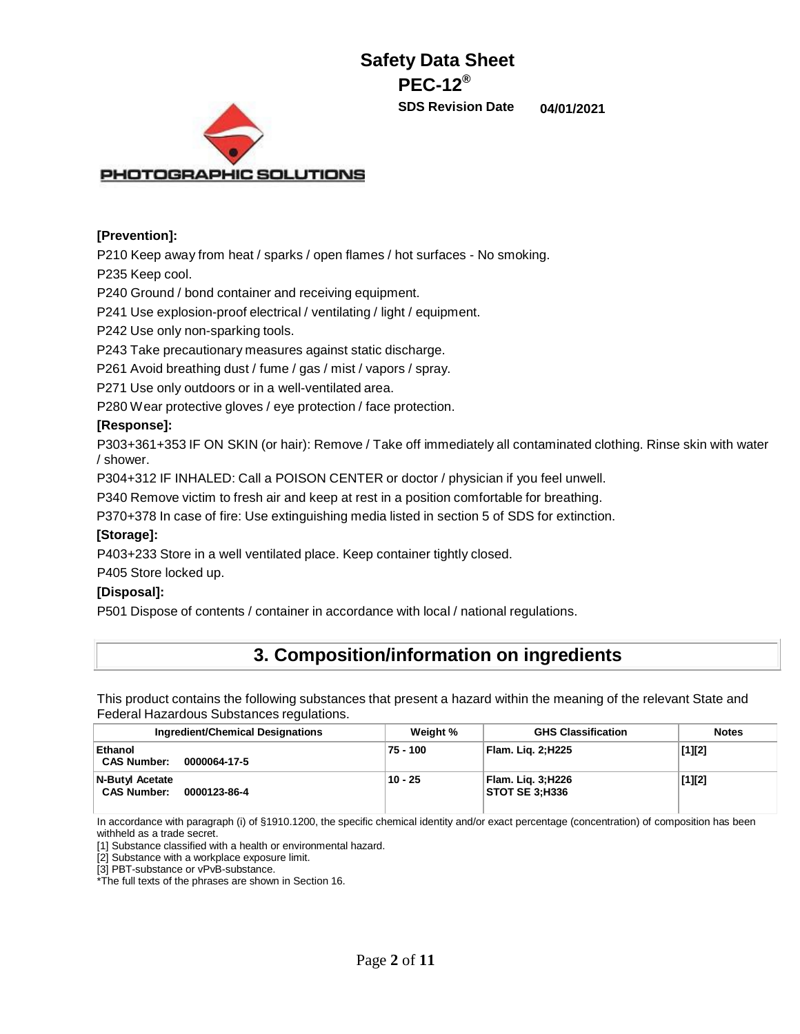**[Prevention]:**

P210 Keep away from heat / sparks / open flames / hot surfaces - No smoking.

P235 Keep cool.

P240 Ground / bond container and receiving equipment.

P241 Use explosion-proof electrical / ventilating / light / equipment.

P242 Use only non-sparking tools.

P243 Take precautionary measures against static discharge.

P261 Avoid breathing dust / fume / gas / mist / vapors / spray.

P271 Use only outdoors or in a well-ventilated area.

P280 Wear protective gloves / eye protection / face protection.

**[Response]:**

P303+361+353 IF ON SKIN (or hair): Remove / Take off immediately all contaminated clothing. Rinse skin with water / shower.

P304+312 IF INHALED: Call a POISON CENTER or doctor / physician if you feel unwell.

P340 Remove victim to fresh air and keep at rest in a position comfortable for breathing.

P370+378 In case of fire: Use extinguishing media listed in section 5 of SDS for extinction.

**[Storage]:**

P403+233 Store in a well ventilated place. Keep container tightly closed.

P405 Store locked up.

**[Disposal]:**

P501 Dispose of contents / container in accordance with local / national regulations.

## 3. Composition/information on ingredients

This product contains the following substances that present a hazard within the meaning of the relevant State and Federal Hazardous Substances regulations.

| Ingredient/Chemical Designations | Weight % | GHS Classification | Notes |
|---|---|---|---|
| **Ethanol** **CAS Number: 0000064-17-5** | 75 - 100 | Flam. Liq. 2;H225 | [1][2] |
| **N-Butyl Acetate** **CAS Number: 0000123-86-4** | 10 - 25 | Flam. Liq. 3;H226 STOT SE 3;H336 | [1][2] |

In accordance with paragraph (i) of §1910.1200, the specific chemical identity and/or exact percentage (concentration) of composition has been withheld as a trade secret.

[1] Substance classified with a health or environmental hazard.

[2] Substance with a workplace exposure limit.

[3] PBT-substance or vPvB-substance.

*The full texts of the phrases are shown in Section 16.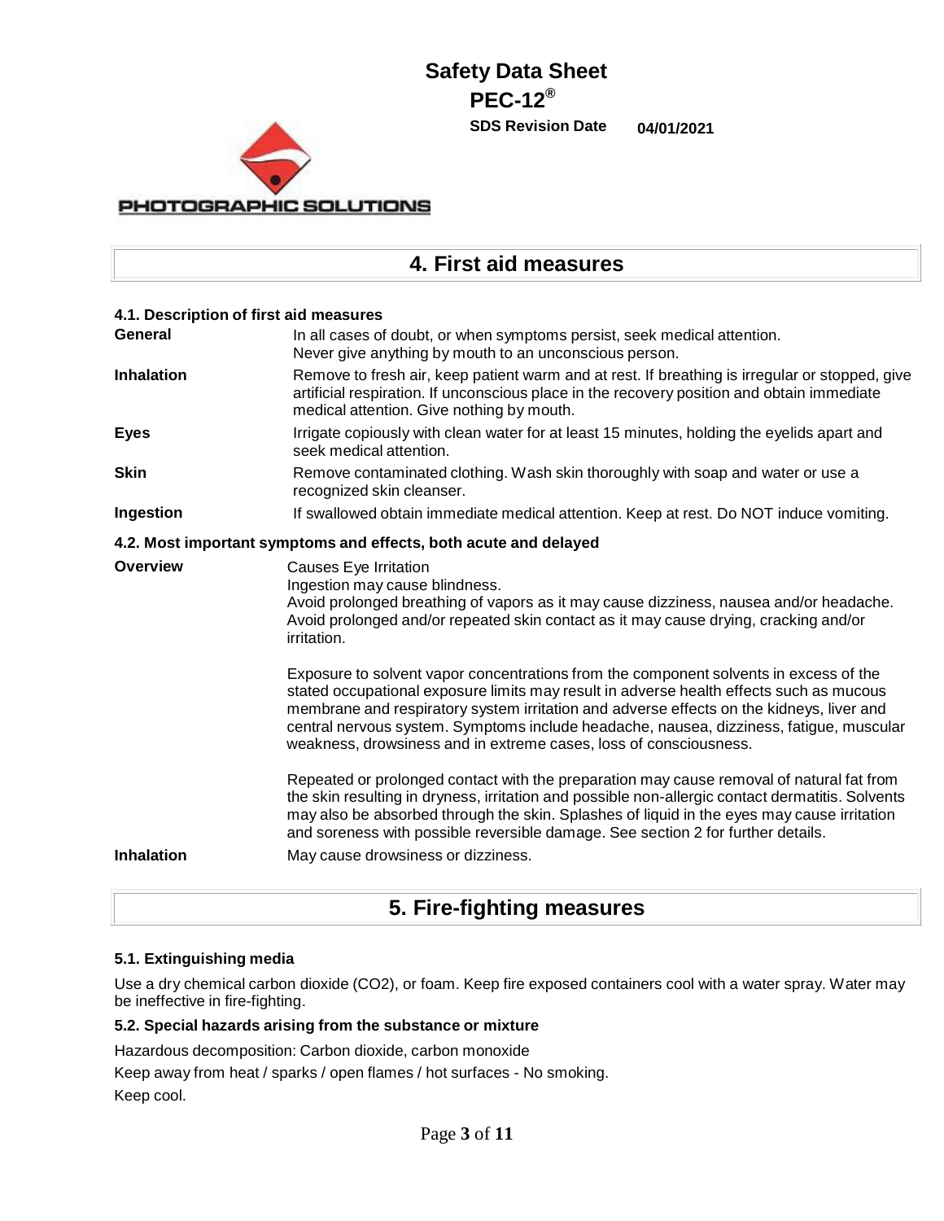## 4. First aid measures

### 4.1. Description of first aid measures

**General** In all cases of doubt, or when symptoms persist, seek medical attention. Never give anything by mouth to an unconscious person.

**Inhalation** Remove to fresh air, keep patient warm and at rest. If breathing is irregular or stopped, give artificial respiration. If unconscious place in the recovery position and obtain immediate medical attention. Give nothing by mouth.

**Eyes** Irrigate copiously with clean water for at least 15 minutes, holding the eyelids apart and seek medical attention.

**Skin** Remove contaminated clothing. Wash skin thoroughly with soap and water or use a recognized skin cleanser.

**Ingestion** If swallowed obtain immediate medical attention. Keep at rest. Do NOT induce vomiting.

### 4.2. Most important symptoms and effects, both acute and delayed

**Overview** Causes Eye Irritation
Ingestion may cause blindness.
Avoid prolonged breathing of vapors as it may cause dizziness, nausea and/or headache.
Avoid prolonged and/or repeated skin contact as it may cause drying, cracking and/or irritation.

Exposure to solvent vapor concentrations from the component solvents in excess of the stated occupational exposure limits may result in adverse health effects such as mucous membrane and respiratory system irritation and adverse effects on the kidneys, liver and central nervous system. Symptoms include headache, nausea, dizziness, fatigue, muscular weakness, drowsiness and in extreme cases, loss of consciousness.

Repeated or prolonged contact with the preparation may cause removal of natural fat from the skin resulting in dryness, irritation and possible non-allergic contact dermatitis. Solvents may also be absorbed through the skin. Splashes of liquid in the eyes may cause irritation and soreness with possible reversible damage. See section 2 for further details.

**Inhalation** May cause drowsiness or dizziness.

## 5. Fire-fighting measures

### 5.1. Extinguishing media

Use a dry chemical carbon dioxide ($CO_2$), or foam. Keep fire exposed containers cool with a water spray. Water may be ineffective in fire-fighting.

### 5.2. Special hazards arising from the substance or mixture

Hazardous decomposition: Carbon dioxide, carbon monoxide

Keep away from heat / sparks / open flames / hot surfaces - No smoking.

Keep cool.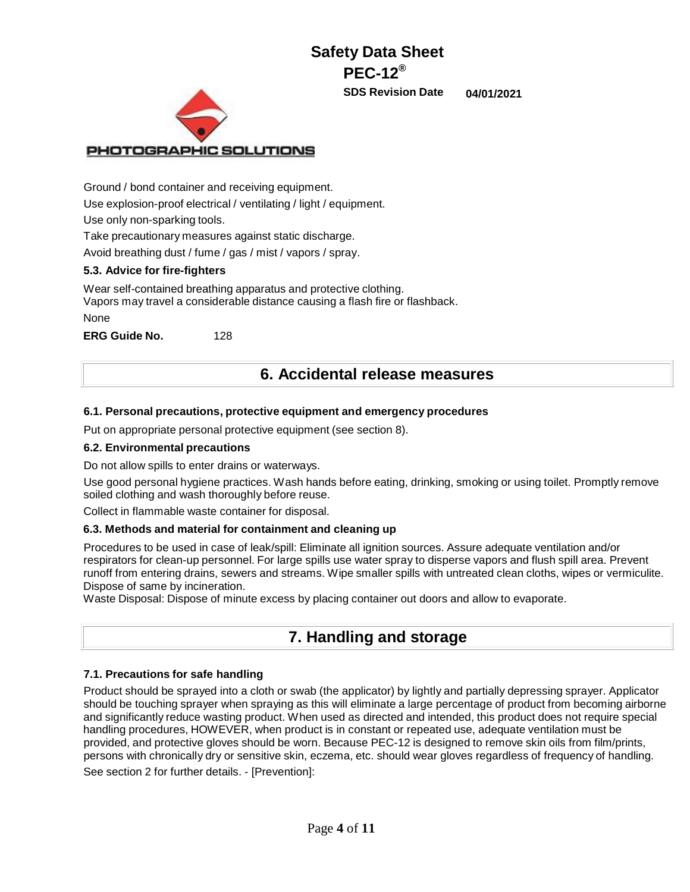Ground / bond container and receiving equipment.

Use explosion-proof electrical / ventilating / light / equipment.

Use only non-sparking tools.

Take precautionary measures against static discharge.

Avoid breathing dust / fume / gas / mist / vapors / spray.

### 5.3. Advice for fire-fighters

Wear self-contained breathing apparatus and protective clothing.
Vapors may travel a considerable distance causing a flash fire or flashback.

None

**ERG Guide No.** 128

## 6. Accidental release measures

### 6.1. Personal precautions, protective equipment and emergency procedures

Put on appropriate personal protective equipment (see section 8).

### 6.2. Environmental precautions

Do not allow spills to enter drains or waterways.

Use good personal hygiene practices. Wash hands before eating, drinking, smoking or using toilet. Promptly remove soiled clothing and wash thoroughly before reuse.

Collect in flammable waste container for disposal.

### 6.3. Methods and material for containment and cleaning up

Procedures to be used in case of leak/spill: Eliminate all ignition sources. Assure adequate ventilation and/or respirators for clean-up personnel. For large spills use water spray to disperse vapors and flush spill area. Prevent runoff from entering drains, sewers and streams. Wipe smaller spills with untreated clean cloths, wipes or vermiculite. Dispose of same by incineration.
Waste Disposal: Dispose of minute excess by placing container out doors and allow to evaporate.

## 7. Handling and storage

### 7.1. Precautions for safe handling

Product should be sprayed into a cloth or swab (the applicator) by lightly and partially depressing sprayer. Applicator should be touching sprayer when spraying as this will eliminate a large percentage of product from becoming airborne and significantly reduce wasting product. When used as directed and intended, this product does not require special handling procedures, HOWEVER, when product is in constant or repeated use, adequate ventilation must be provided, and protective gloves should be worn. Because PEC-12 is designed to remove skin oils from film/prints, persons with chronically dry or sensitive skin, eczema, etc. should wear gloves regardless of frequency of handling.

See section 2 for further details. - [Prevention]: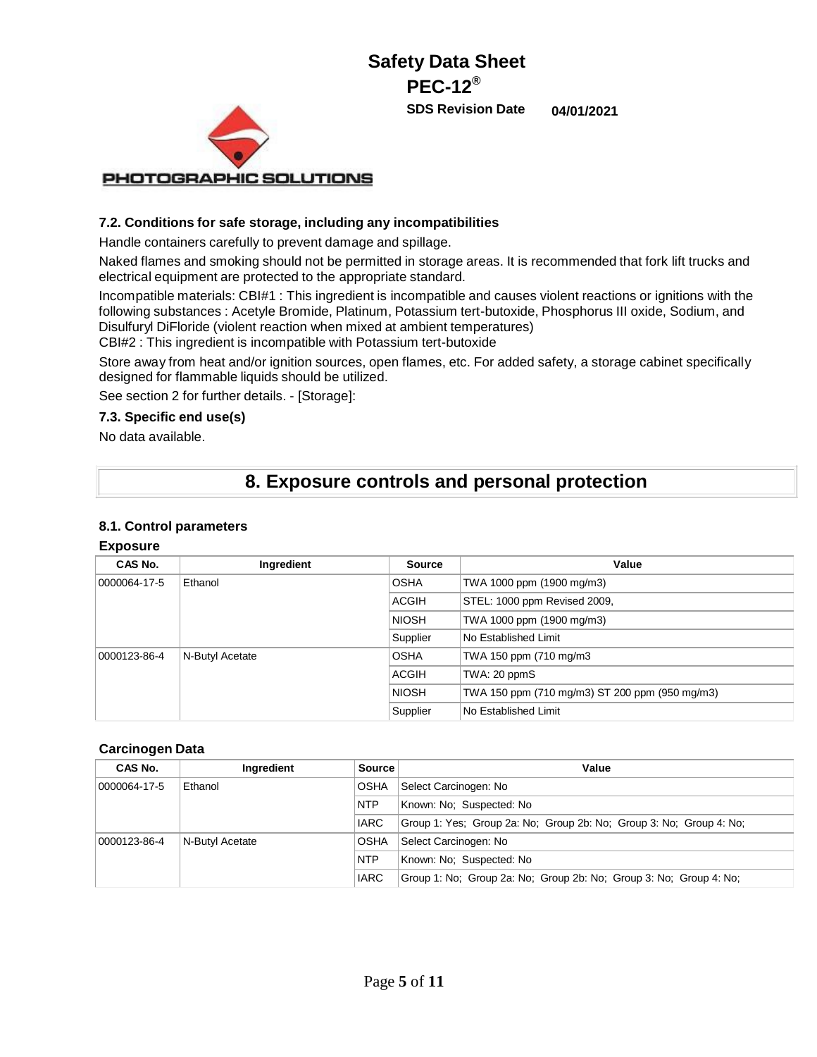### 7.2. Conditions for safe storage, including any incompatibilities

Handle containers carefully to prevent damage and spillage.

Naked flames and smoking should not be permitted in storage areas. It is recommended that fork lift trucks and electrical equipment are protected to the appropriate standard.

Incompatible materials: CBI#1 : This ingredient is incompatible and causes violent reactions or ignitions with the following substances : Acetyle Bromide, Platinum, Potassium tert-butoxide, Phosphorus III oxide, Sodium, and Disulfuryl DiFloride (violent reaction when mixed at ambient temperatures)
CBI#2 : This ingredient is incompatible with Potassium tert-butoxide

Store away from heat and/or ignition sources, open flames, etc. For added safety, a storage cabinet specifically designed for flammable liquids should be utilized.

See section 2 for further details. - [Storage]:

### 7.3. Specific end use(s)

No data available.

## 8. Exposure controls and personal protection

### 8.1. Control parameters

**Exposure**

| CAS No. | Ingredient | Source | Value |
|---|---|---|---|
| 0000064-17-5 | Ethanol | OSHA | TWA 1000 ppm (1900 mg/m3) |
| | | ACGIH | STEL: 1000 ppm Revised 2009, |
| | | NIOSH | TWA 1000 ppm (1900 mg/m3) |
| | | Supplier | No Established Limit |
| 0000123-86-4 | N-Butyl Acetate | OSHA | TWA 150 ppm (710 mg/m3 |
| | | ACGIH | TWA: 20 ppmS |
| | | NIOSH | TWA 150 ppm (710 mg/m3) ST 200 ppm (950 mg/m3) |
| | | Supplier | No Established Limit |

**Carcinogen Data**

| CAS No. | Ingredient | Source | Value |
|---|---|---|---|
| 0000064-17-5 | Ethanol | OSHA | Select Carcinogen: No |
| | | NTP | Known: No; Suspected: No |
| | | IARC | Group 1: Yes; Group 2a: No; Group 2b: No; Group 3: No; Group 4: No; |
| 0000123-86-4 | N-Butyl Acetate | OSHA | Select Carcinogen: No |
| | | NTP | Known: No; Suspected: No |
| | | IARC | Group 1: No; Group 2a: No; Group 2b: No; Group 3: No; Group 4: No; |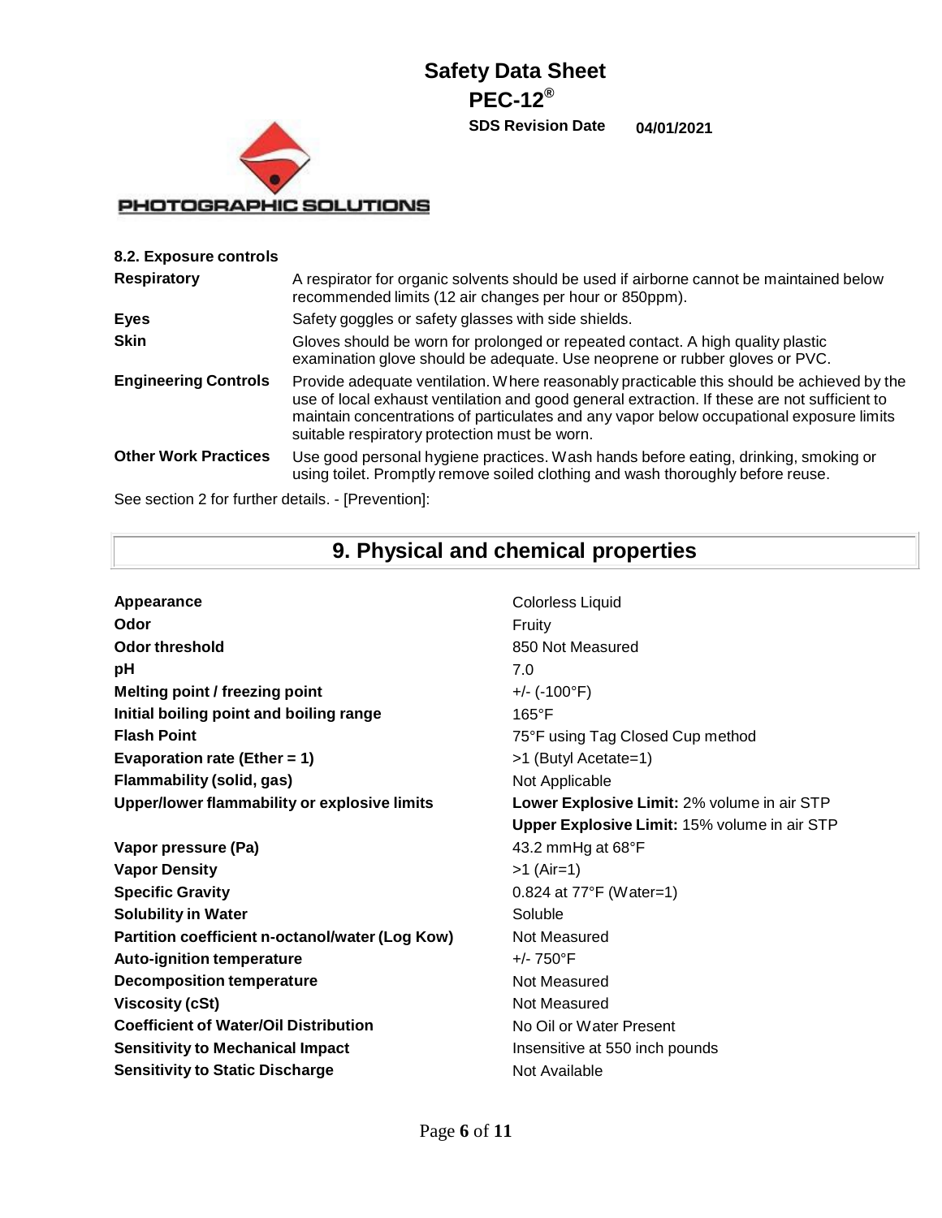### 8.2. Exposure controls

| | |
|---|---|
| **Respiratory** | A respirator for organic solvents should be used if airborne cannot be maintained below recommended limits (12 air changes per hour or 850ppm). |
| **Eyes** | Safety goggles or safety glasses with side shields. |
| **Skin** | Gloves should be worn for prolonged or repeated contact. A high quality plastic examination glove should be adequate. Use neoprene or rubber gloves or PVC. |
| **Engineering Controls** | Provide adequate ventilation. Where reasonably practicable this should be achieved by the use of local exhaust ventilation and good general extraction. If these are not sufficient to maintain concentrations of particulates and any vapor below occupational exposure limits suitable respiratory protection must be worn. |
| **Other Work Practices** | Use good personal hygiene practices. Wash hands before eating, drinking, smoking or using toilet. Promptly remove soiled clothing and wash thoroughly before reuse. |

See section 2 for further details. - [Prevention]:

## 9. Physical and chemical properties

| | |
|---|---|
| **Appearance** | Colorless Liquid |
| **Odor** | Fruity |
| **Odor threshold** | 850 Not Measured |
| **pH** | 7.0 |
| **Melting point / freezing point** | +/- (-100°F) |
| **Initial boiling point and boiling range** | 165°F |
| **Flash Point** | 75°F using Tag Closed Cup method |
| **Evaporation rate (Ether = 1)** | >1 (Butyl Acetate=1) |
| **Flammability (solid, gas)** | Not Applicable |
| **Upper/lower flammability or explosive limits** | **Lower Explosive Limit:** 2% volume in air STP<br>**Upper Explosive Limit:** 15% volume in air STP |
| **Vapor pressure (Pa)** | 43.2 mmHg at 68°F |
| **Vapor Density** | >1 (Air=1) |
| **Specific Gravity** | 0.824 at 77°F (Water=1) |
| **Solubility in Water** | Soluble |
| **Partition coefficient n-octanol/water (Log Kow)** | Not Measured |
| **Auto-ignition temperature** | +/- 750°F |
| **Decomposition temperature** | Not Measured |
| **Viscosity (cSt)** | Not Measured |
| **Coefficient of Water/Oil Distribution** | No Oil or Water Present |
| **Sensitivity to Mechanical Impact** | Insensitive at 550 inch pounds |
| **Sensitivity to Static Discharge** | Not Available |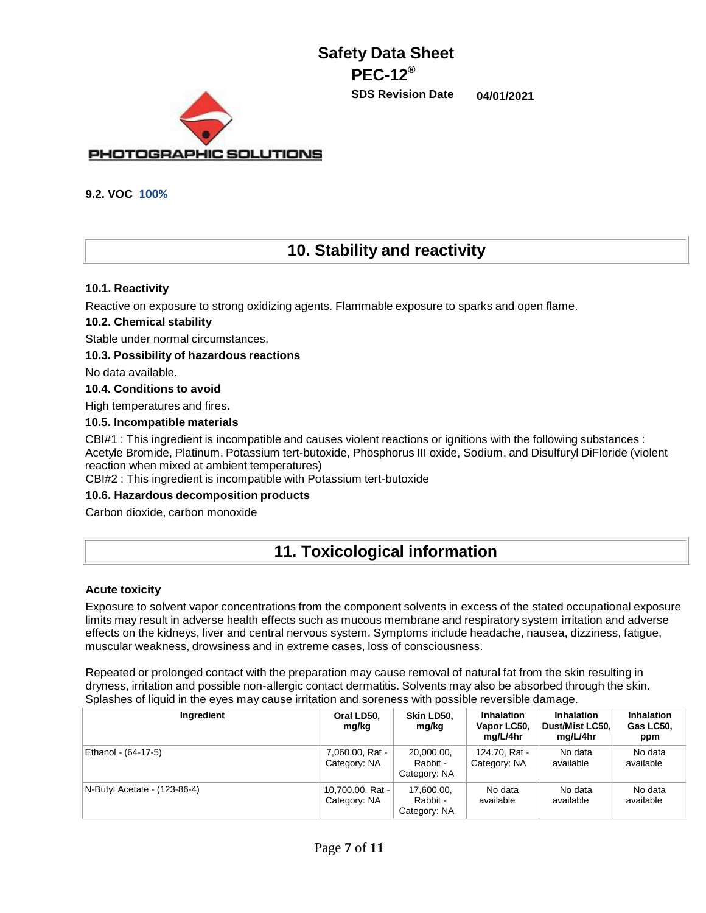**9.2. VOC** 100%

## 10. Stability and reactivity

**10.1. Reactivity**

Reactive on exposure to strong oxidizing agents. Flammable exposure to sparks and open flame.

**10.2. Chemical stability**

Stable under normal circumstances.

**10.3. Possibility of hazardous reactions**

No data available.

**10.4. Conditions to avoid**

High temperatures and fires.

**10.5. Incompatible materials**

CBI#1 : This ingredient is incompatible and causes violent reactions or ignitions with the following substances : Acetyle Bromide, Platinum, Potassium tert-butoxide, Phosphorus III oxide, Sodium, and Disulfuryl DiFloride (violent reaction when mixed at ambient temperatures)

CBI#2 : This ingredient is incompatible with Potassium tert-butoxide

**10.6. Hazardous decomposition products**

Carbon dioxide, carbon monoxide

## 11. Toxicological information

**Acute toxicity**

Exposure to solvent vapor concentrations from the component solvents in excess of the stated occupational exposure limits may result in adverse health effects such as mucous membrane and respiratory system irritation and adverse effects on the kidneys, liver and central nervous system. Symptoms include headache, nausea, dizziness, fatigue, muscular weakness, drowsiness and in extreme cases, loss of consciousness.

Repeated or prolonged contact with the preparation may cause removal of natural fat from the skin resulting in dryness, irritation and possible non-allergic contact dermatitis. Solvents may also be absorbed through the skin. Splashes of liquid in the eyes may cause irritation and soreness with possible reversible damage.

| Ingredient | Oral LD50, mg/kg | Skin LD50, mg/kg | Inhalation Vapor LC50, mg/L/4hr | Inhalation Dust/Mist LC50, mg/L/4hr | Inhalation Gas LC50, ppm |
|---|---|---|---|---|---|
| Ethanol - (64-17-5) | 7,060.00, Rat - Category: NA | 20,000.00, Rabbit - Category: NA | 124.70, Rat - Category: NA | No data available | No data available |
| N-Butyl Acetate - (123-86-4) | 10,700.00, Rat - Category: NA | 17,600.00, Rabbit - Category: NA | No data available | No data available | No data available |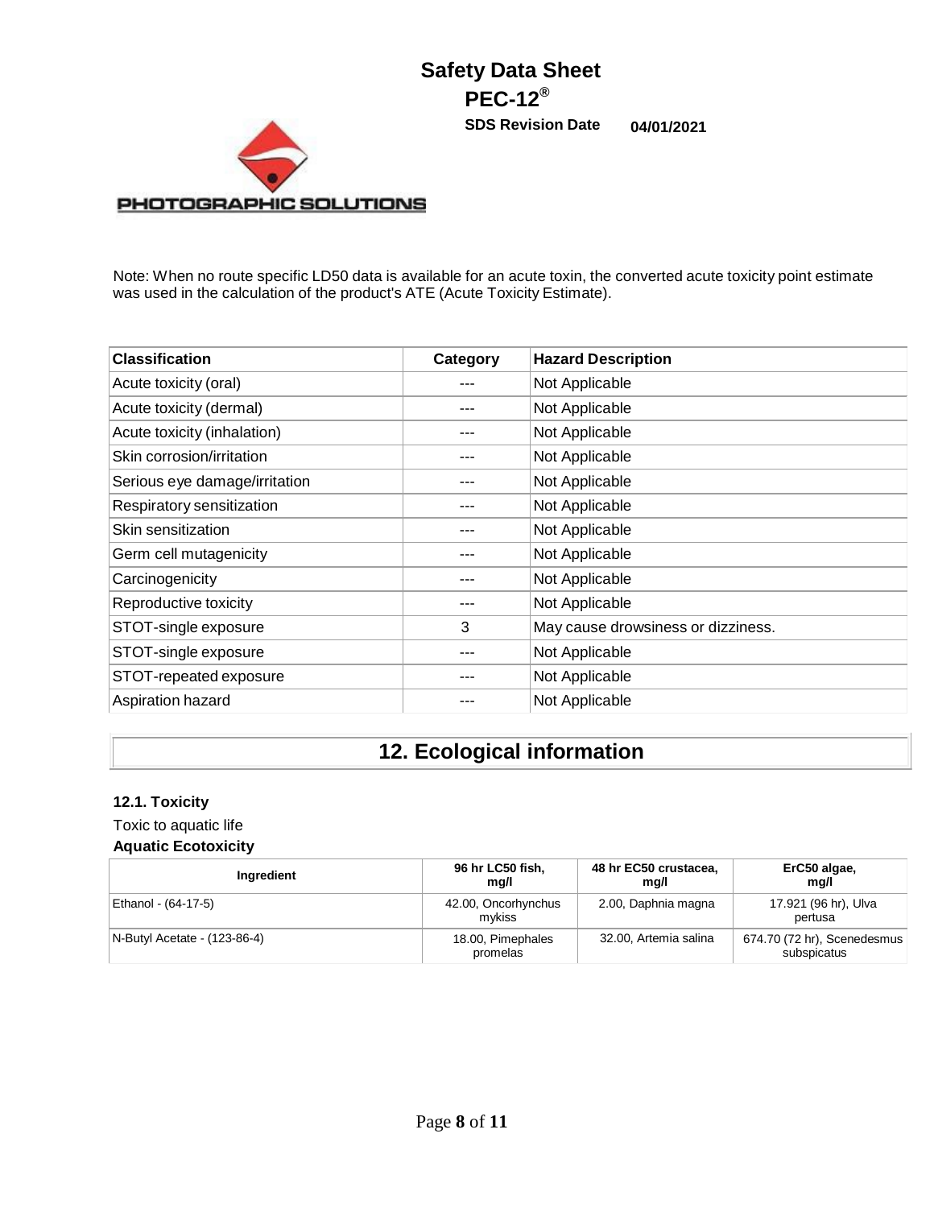Note: When no route specific LD50 data is available for an acute toxin, the converted acute toxicity point estimate was used in the calculation of the product's ATE (Acute Toxicity Estimate).

| Classification | Category | Hazard Description |
| --- | --- | --- |
| Acute toxicity (oral) | --- | Not Applicable |
| Acute toxicity (dermal) | --- | Not Applicable |
| Acute toxicity (inhalation) | --- | Not Applicable |
| Skin corrosion/irritation | --- | Not Applicable |
| Serious eye damage/irritation | --- | Not Applicable |
| Respiratory sensitization | --- | Not Applicable |
| Skin sensitization | --- | Not Applicable |
| Germ cell mutagenicity | --- | Not Applicable |
| Carcinogenicity | --- | Not Applicable |
| Reproductive toxicity | --- | Not Applicable |
| STOT-single exposure | 3 | May cause drowsiness or dizziness. |
| STOT-single exposure | --- | Not Applicable |
| STOT-repeated exposure | --- | Not Applicable |
| Aspiration hazard | --- | Not Applicable |

# 12. Ecological information

### 12.1. Toxicity

Toxic to aquatic life

**Aquatic Ecotoxicity**

| Ingredient | 96 hr LC50 fish, mg/l | 48 hr EC50 crustacea, mg/l | ErC50 algae, mg/l |
| --- | --- | --- | --- |
| Ethanol - (64-17-5) | 42.00, Oncorhynchus mykiss | 2.00, Daphnia magna | 17.921 (96 hr), Ulva pertusa |
| N-Butyl Acetate - (123-86-4) | 18.00, Pimephales promelas | 32.00, Artemia salina | 674.70 (72 hr), Scenedesmus subspicatus |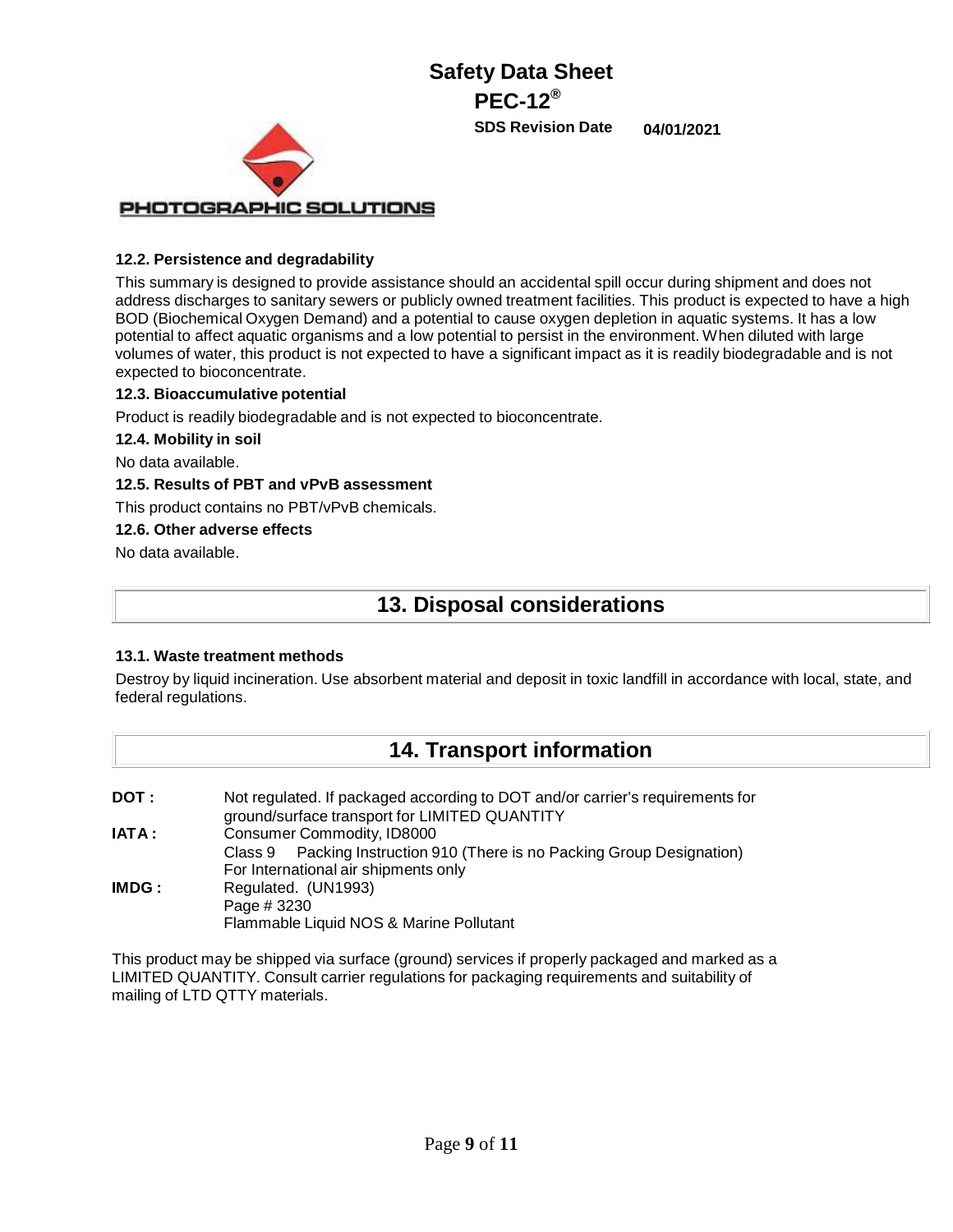### 12.2. Persistence and degradability

This summary is designed to provide assistance should an accidental spill occur during shipment and does not address discharges to sanitary sewers or publicly owned treatment facilities. This product is expected to have a high BOD (Biochemical Oxygen Demand) and a potential to cause oxygen depletion in aquatic systems. It has a low potential to affect aquatic organisms and a low potential to persist in the environment. When diluted with large volumes of water, this product is not expected to have a significant impact as it is readily biodegradable and is not expected to bioconcentrate.

### 12.3. Bioaccumulative potential

Product is readily biodegradable and is not expected to bioconcentrate.

### 12.4. Mobility in soil

No data available.

### 12.5. Results of PBT and vPvB assessment

This product contains no PBT/vPvB chemicals.

### 12.6. Other adverse effects

No data available.

## 13. Disposal considerations

### 13.1. Waste treatment methods

Destroy by liquid incineration. Use absorbent material and deposit in toxic landfill in accordance with local, state, and federal regulations.

## 14. Transport information

**DOT :** Not regulated. If packaged according to DOT and/or carrier's requirements for ground/surface transport for LIMITED QUANTITY

**IATA :** Consumer Commodity, ID8000
Class 9 Packing Instruction 910 (There is no Packing Group Designation)
For International air shipments only

**IMDG :** Regulated. (UN1993)
Page # 3230
Flammable Liquid NOS & Marine Pollutant

This product may be shipped via surface (ground) services if properly packaged and marked as a LIMITED QUANTITY. Consult carrier regulations for packaging requirements and suitability of mailing of LTD QTTY materials.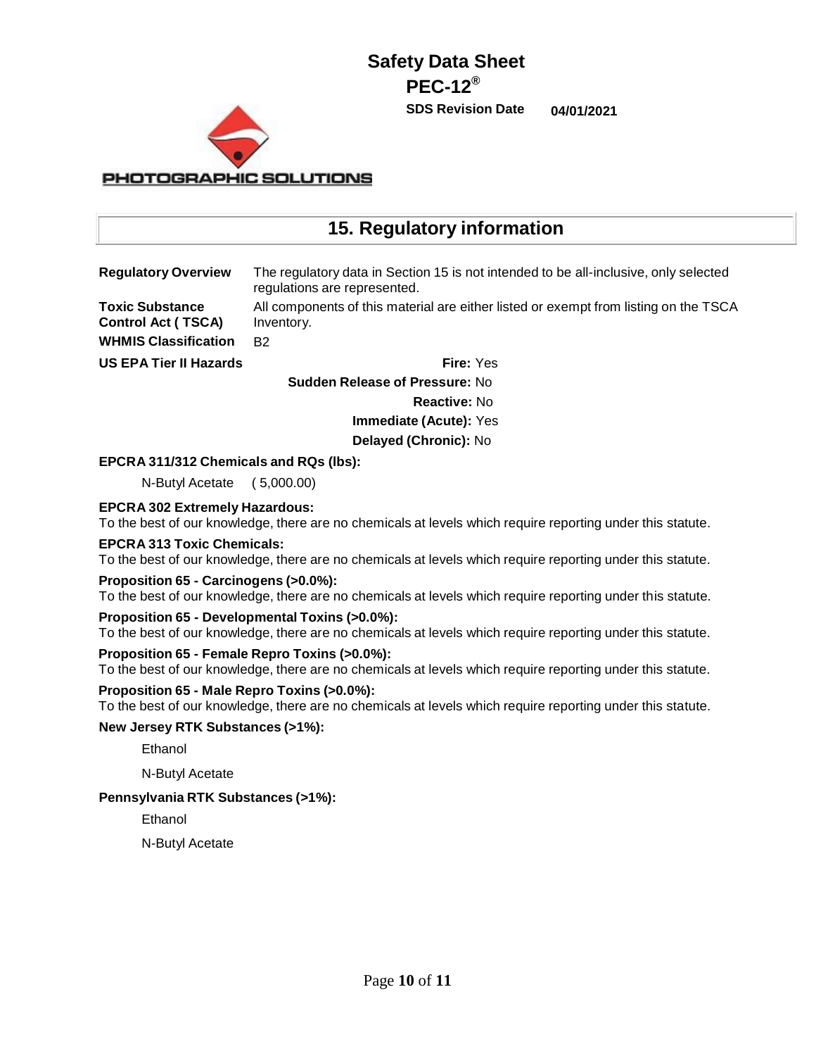## 15. Regulatory information

| | |
|---|---|
| **Regulatory Overview** | The regulatory data in Section 15 is not intended to be all-inclusive, only selected regulations are represented. |
| **Toxic Substance Control Act ( TSCA)** | All components of this material are either listed or exempt from listing on the TSCA Inventory. |
| **WHMIS Classification** | B2 |

**US EPA Tier II Hazards**

**Fire:** Yes

**Sudden Release of Pressure:** No

**Reactive:** No

**Immediate (Acute):** Yes

**Delayed (Chronic):** No

**EPCRA 311/312 Chemicals and RQs (lbs):**

N-Butyl Acetate ( 5,000.00)

**EPCRA 302 Extremely Hazardous:**

To the best of our knowledge, there are no chemicals at levels which require reporting under this statute.

**EPCRA 313 Toxic Chemicals:**

To the best of our knowledge, there are no chemicals at levels which require reporting under this statute.

**Proposition 65 - Carcinogens (>0.0%):**

To the best of our knowledge, there are no chemicals at levels which require reporting under this statute.

**Proposition 65 - Developmental Toxins (>0.0%):**

To the best of our knowledge, there are no chemicals at levels which require reporting under this statute.

**Proposition 65 - Female Repro Toxins (>0.0%):**

To the best of our knowledge, there are no chemicals at levels which require reporting under this statute.

**Proposition 65 - Male Repro Toxins (>0.0%):**

To the best of our knowledge, there are no chemicals at levels which require reporting under this statute.

**New Jersey RTK Substances (>1%):**

Ethanol

N-Butyl Acetate

**Pennsylvania RTK Substances (>1%):**

Ethanol

N-Butyl Acetate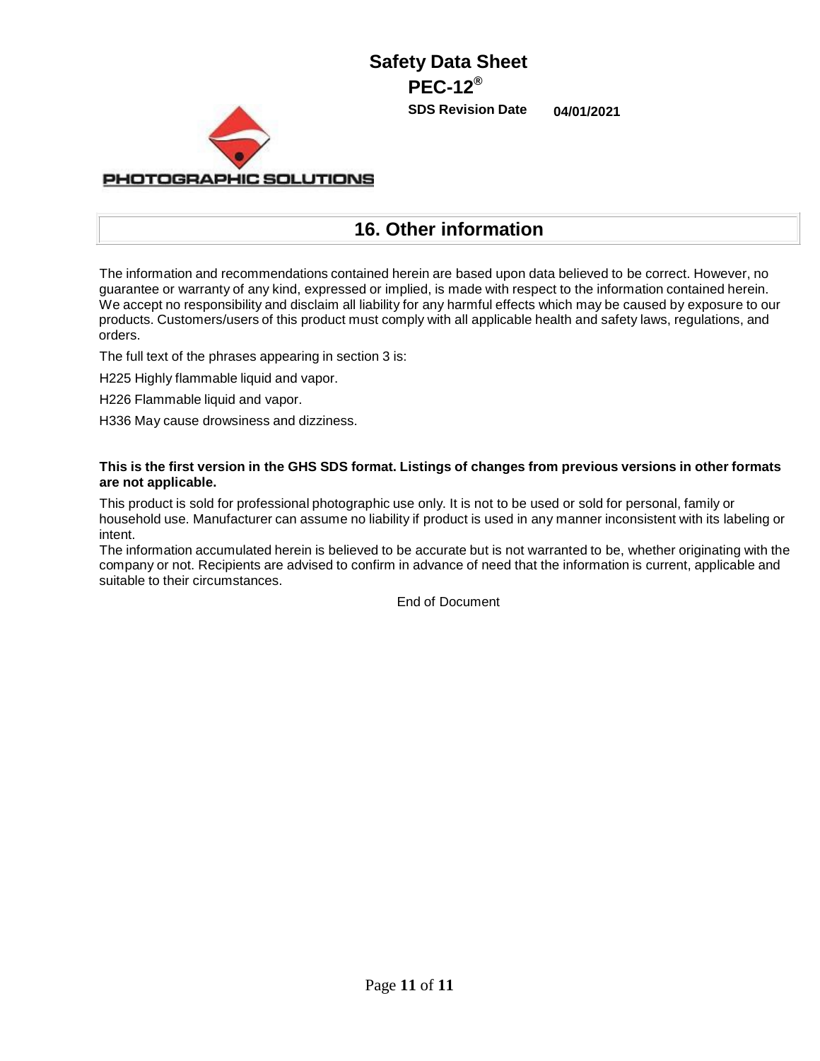## 16. Other information

The information and recommendations contained herein are based upon data believed to be correct. However, no guarantee or warranty of any kind, expressed or implied, is made with respect to the information contained herein. We accept no responsibility and disclaim all liability for any harmful effects which may be caused by exposure to our products. Customers/users of this product must comply with all applicable health and safety laws, regulations, and orders.

The full text of the phrases appearing in section 3 is:

H225 Highly flammable liquid and vapor.

H226 Flammable liquid and vapor.

H336 May cause drowsiness and dizziness.

**This is the first version in the GHS SDS format. Listings of changes from previous versions in other formats are not applicable.**

This product is sold for professional photographic use only. It is not to be used or sold for personal, family or household use. Manufacturer can assume no liability if product is used in any manner inconsistent with its labeling or intent.

The information accumulated herein is believed to be accurate but is not warranted to be, whether originating with the company or not. Recipients are advised to confirm in advance of need that the information is current, applicable and suitable to their circumstances.

End of Document